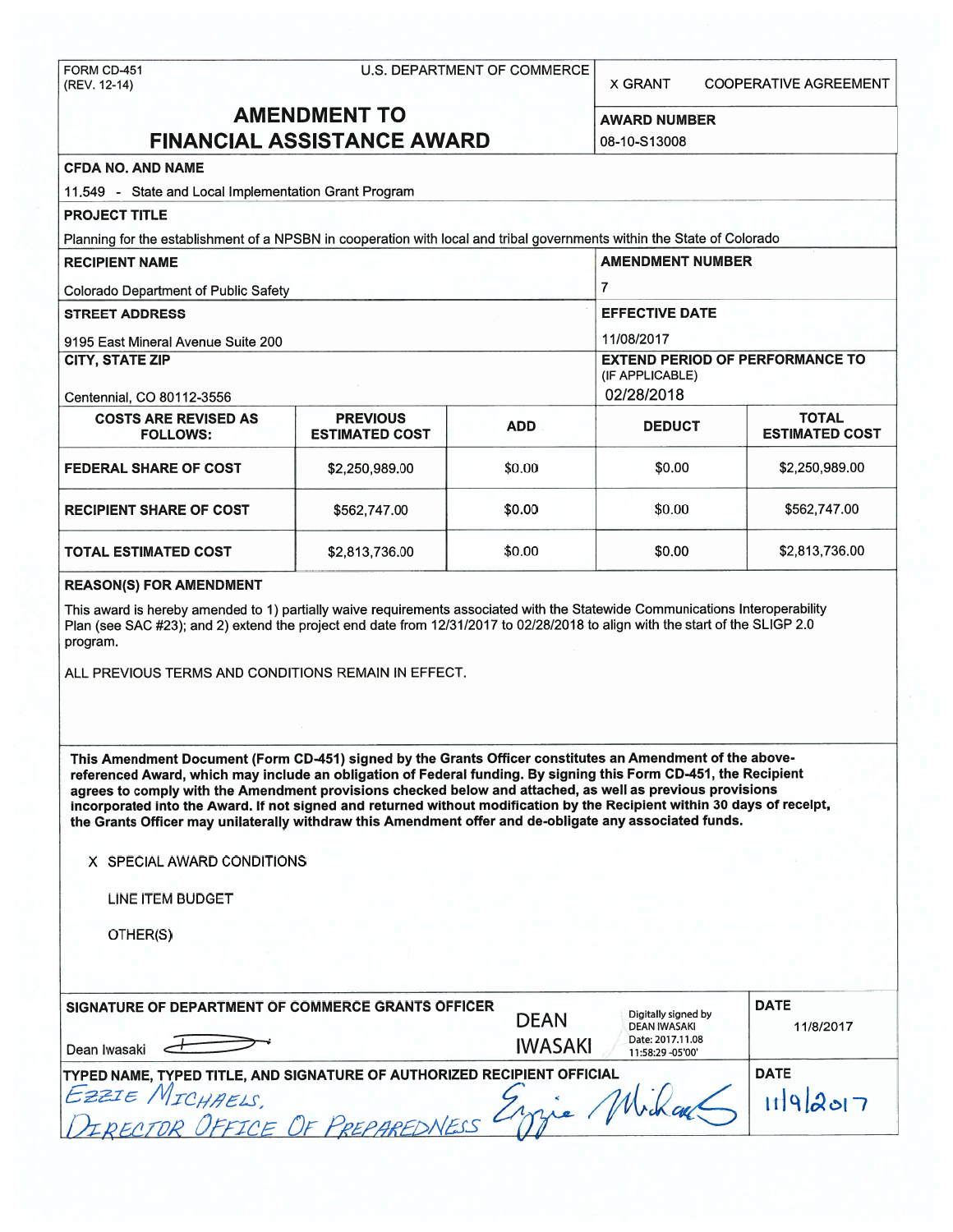FORM CD-451
(REV. 12-14)

U.S. DEPARTMENT OF COMMERCE

X GRANT  COOPERATIVE AGREEMENT

# AMENDMENT TO FINANCIAL ASSISTANCE AWARD

**AWARD NUMBER**
08-10-S13008

**CFDA NO. AND NAME**
11.549 - State and Local Implementation Grant Program

**PROJECT TITLE**
Planning for the establishment of a NPSBN in cooperation with local and tribal governments within the State of Colorado

**RECIPIENT NAME**
Colorado Department of Public Safety

**AMENDMENT NUMBER**
7

**STREET ADDRESS**
9195 East Mineral Avenue Suite 200

**EFFECTIVE DATE**
11/08/2017

**CITY, STATE ZIP**
Centennial, CO 80112-3556

**EXTEND PERIOD OF PERFORMANCE TO (IF APPLICABLE)**
02/28/2018

| COSTS ARE REVISED AS FOLLOWS: | PREVIOUS ESTIMATED COST | ADD | DEDUCT | TOTAL ESTIMATED COST |
|---|---|---|---|---|
| FEDERAL SHARE OF COST | $2,250,989.00 | $0.00 | $0.00 | $2,250,989.00 |
| RECIPIENT SHARE OF COST | $562,747.00 | $0.00 | $0.00 | $562,747.00 |
| TOTAL ESTIMATED COST | $2,813,736.00 | $0.00 | $0.00 | $2,813,736.00 |

**REASON(S) FOR AMENDMENT**

This award is hereby amended to 1) partially waive requirements associated with the Statewide Communications Interoperability Plan (see SAC #23); and 2) extend the project end date from 12/31/2017 to 02/28/2018 to align with the start of the SLIGP 2.0 program.

ALL PREVIOUS TERMS AND CONDITIONS REMAIN IN EFFECT.

**This Amendment Document (Form CD-451) signed by the Grants Officer constitutes an Amendment of the above-referenced Award, which may include an obligation of Federal funding. By signing this Form CD-451, the Recipient agrees to comply with the Amendment provisions checked below and attached, as well as previous provisions incorporated into the Award. If not signed and returned without modification by the Recipient within 30 days of receipt, the Grants Officer may unilaterally withdraw this Amendment offer and de-obligate any associated funds.**

X SPECIAL AWARD CONDITIONS

LINE ITEM BUDGET

OTHER(S)

**SIGNATURE OF DEPARTMENT OF COMMERCE GRANTS OFFICER**
Dean Iwasaki
DEAN IWASAKI — Digitally signed by DEAN IWASAKI Date: 2017.11.08 11:58:29 -05'00'

**DATE**
11/8/2017

**TYPED NAME, TYPED TITLE, AND SIGNATURE OF AUTHORIZED RECIPIENT OFFICIAL**
Ezzie Michaels,
Director Office of Preparedness

**DATE**
11/9/2017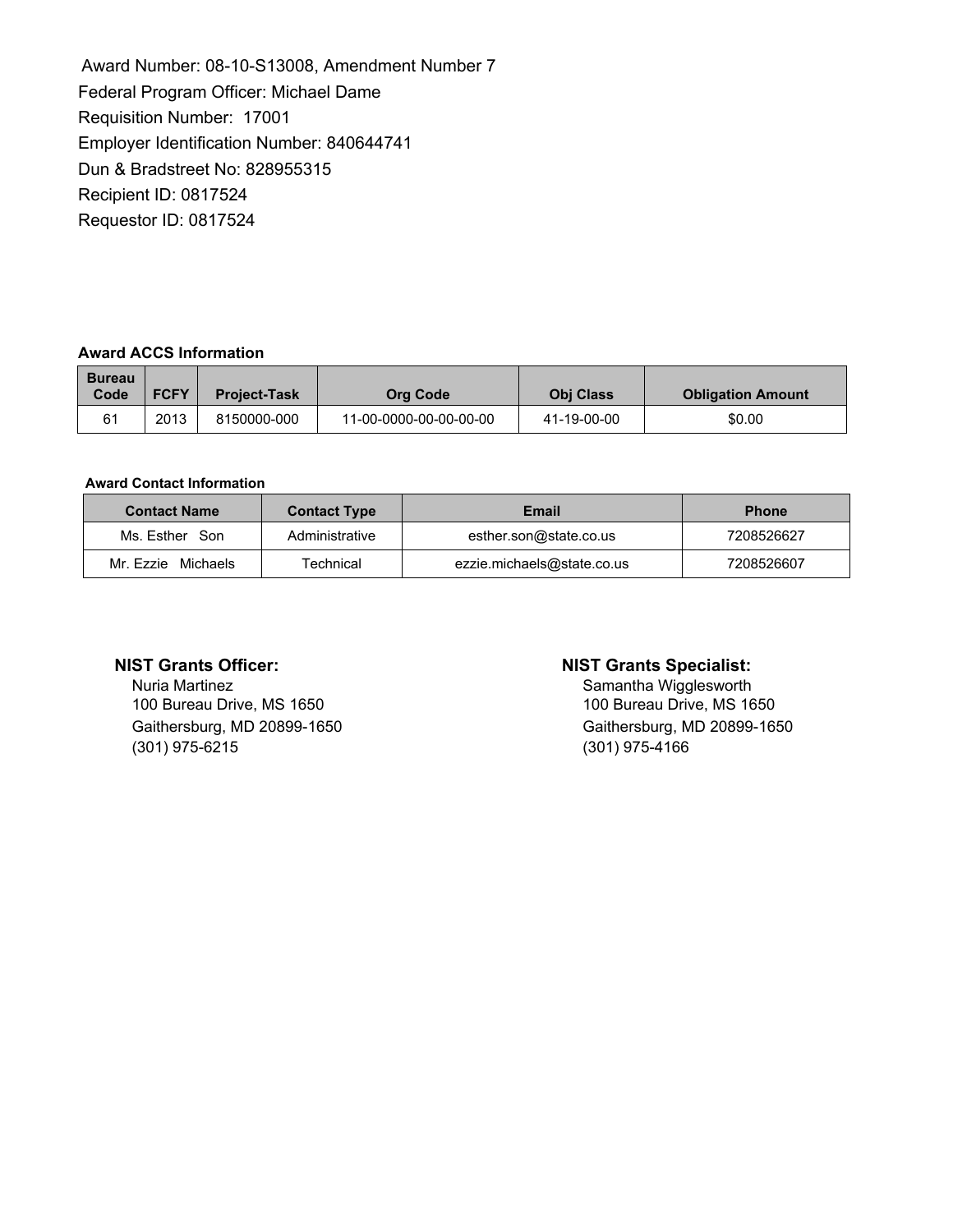Award Number: 08-10-S13008, Amendment Number 7
Federal Program Officer: Michael Dame
Requisition Number: 17001
Employer Identification Number: 840644741
Dun & Bradstreet No: 828955315
Recipient ID: 0817524
Requestor ID: 0817524

**Award ACCS Information**

| Bureau Code | FCFY | Project-Task | Org Code | Obj Class | Obligation Amount |
|---|---|---|---|---|---|
| 61 | 2013 | 8150000-000 | 11-00-0000-00-00-00-00 | 41-19-00-00 | $0.00 |

**Award Contact Information**

| Contact Name | Contact Type | Email | Phone |
|---|---|---|---|
| Ms. Esther Son | Administrative | esther.son@state.co.us | 7208526627 |
| Mr. Ezzie Michaels | Technical | ezzie.michaels@state.co.us | 7208526607 |

**NIST Grants Officer:**
Nuria Martinez
100 Bureau Drive, MS 1650
Gaithersburg, MD 20899-1650
(301) 975-6215

**NIST Grants Specialist:**
Samantha Wigglesworth
100 Bureau Drive, MS 1650
Gaithersburg, MD 20899-1650
(301) 975-4166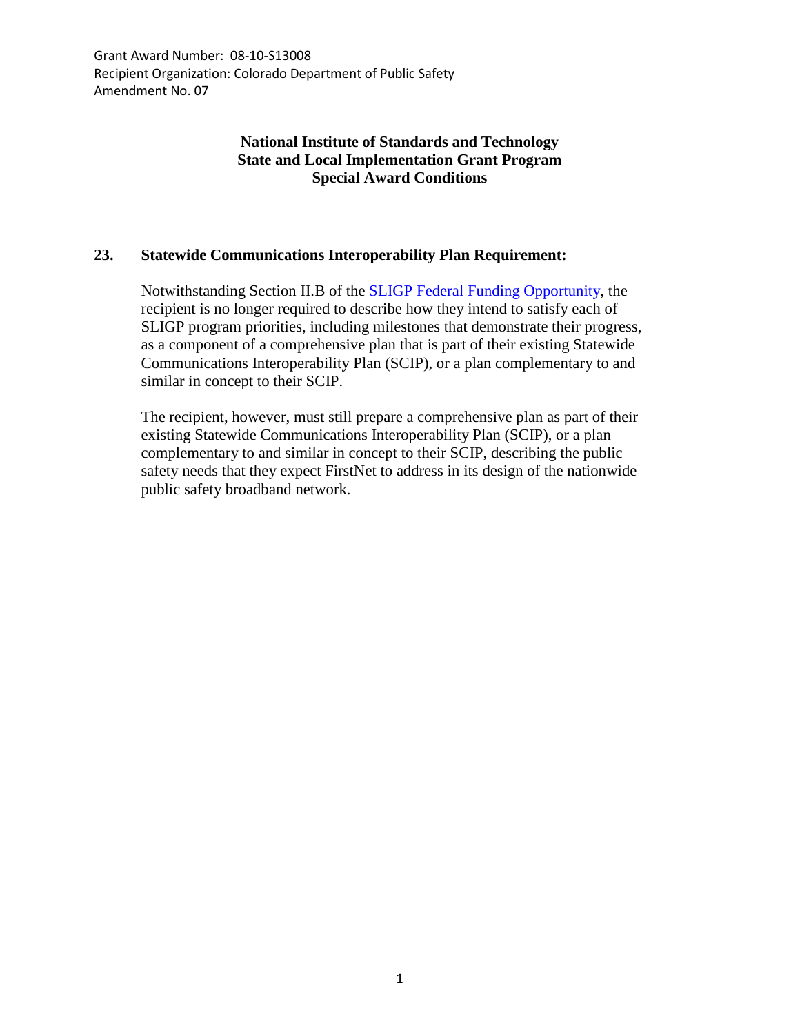Grant Award Number: 08-10-S13008
Recipient Organization: Colorado Department of Public Safety
Amendment No. 07

**National Institute of Standards and Technology**
**State and Local Implementation Grant Program**
**Special Award Conditions**

**23. Statewide Communications Interoperability Plan Requirement:**

Notwithstanding Section II.B of the SLIGP Federal Funding Opportunity, the recipient is no longer required to describe how they intend to satisfy each of SLIGP program priorities, including milestones that demonstrate their progress, as a component of a comprehensive plan that is part of their existing Statewide Communications Interoperability Plan (SCIP), or a plan complementary to and similar in concept to their SCIP.

The recipient, however, must still prepare a comprehensive plan as part of their existing Statewide Communications Interoperability Plan (SCIP), or a plan complementary to and similar in concept to their SCIP, describing the public safety needs that they expect FirstNet to address in its design of the nationwide public safety broadband network.